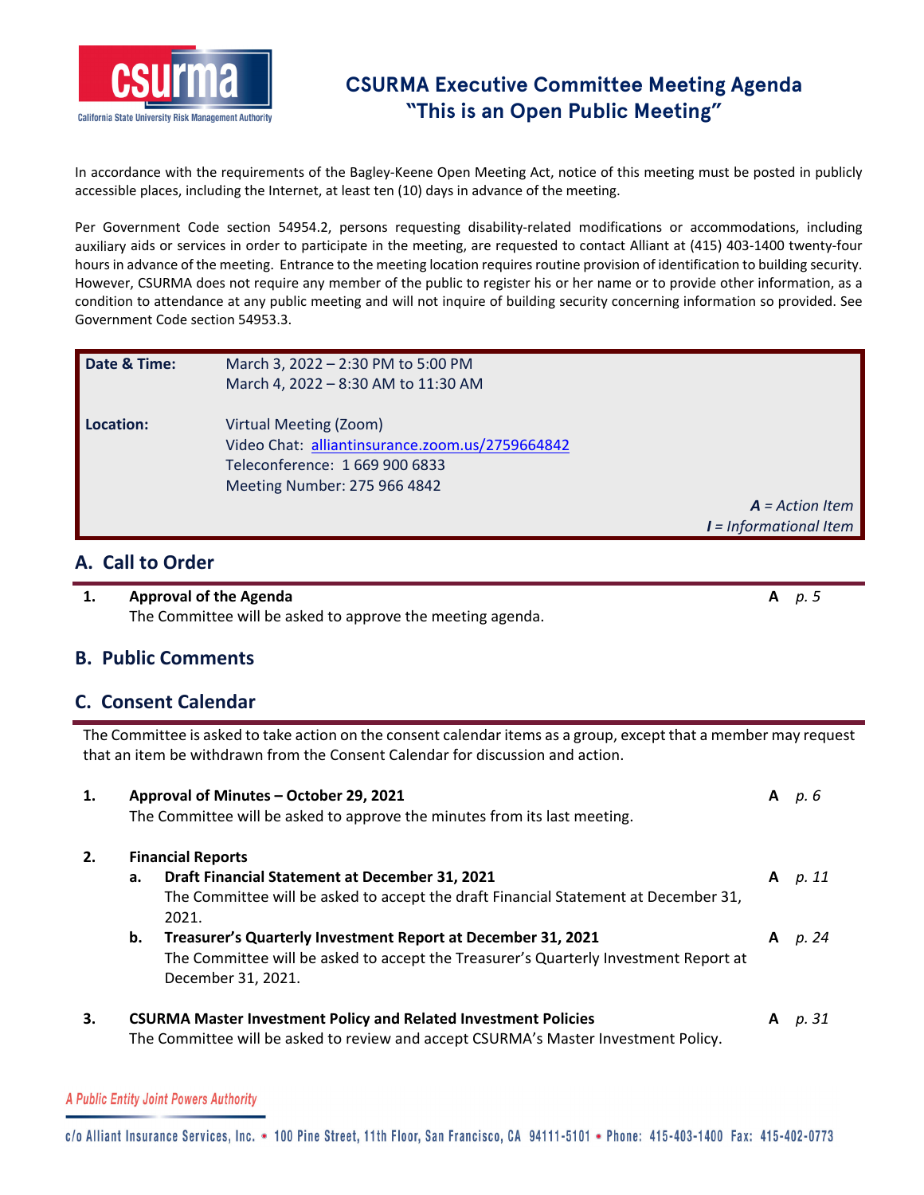# CSURMA Executive Committee Meeting Agenda
## "This is an Open Public Meeting"

In accordance with the requirements of the Bagley-Keene Open Meeting Act, notice of this meeting must be posted in publicly accessible places, including the Internet, at least ten (10) days in advance of the meeting.

Per Government Code section 54954.2, persons requesting disability-related modifications or accommodations, including auxiliary aids or services in order to participate in the meeting, are requested to contact Alliant at (415) 403-1400 twenty-four hours in advance of the meeting. Entrance to the meeting location requires routine provision of identification to building security. However, CSURMA does not require any member of the public to register his or her name or to provide other information, as a condition to attendance at any public meeting and will not inquire of building security concerning information so provided. See Government Code section 54953.3.

| | |
|---|---|
| **Date & Time:** | March 3, 2022 – 2:30 PM to 5:00 PM<br>March 4, 2022 – 8:30 AM to 11:30 AM |
| **Location:** | Virtual Meeting (Zoom)<br>Video Chat: alliantinsurance.zoom.us/2759664842<br>Teleconference: 1 669 900 6833<br>Meeting Number: 275 966 4842 |

***A** = Action Item*
***I** = Informational Item*

## A. Call to Order

**1. Approval of the Agenda** — **A** *p. 5*
The Committee will be asked to approve the meeting agenda.

## B. Public Comments

## C. Consent Calendar

The Committee is asked to take action on the consent calendar items as a group, except that a member may request that an item be withdrawn from the Consent Calendar for discussion and action.

**1. Approval of Minutes – October 29, 2021** — **A** *p. 6*
The Committee will be asked to approve the minutes from its last meeting.

**2. Financial Reports**

- **a. Draft Financial Statement at December 31, 2021** — **A** *p. 11*
  The Committee will be asked to accept the draft Financial Statement at December 31, 2021.
- **b. Treasurer's Quarterly Investment Report at December 31, 2021** — **A** *p. 24*
  The Committee will be asked to accept the Treasurer's Quarterly Investment Report at December 31, 2021.

**3. CSURMA Master Investment Policy and Related Investment Policies** — **A** *p. 31*
The Committee will be asked to review and accept CSURMA's Master Investment Policy.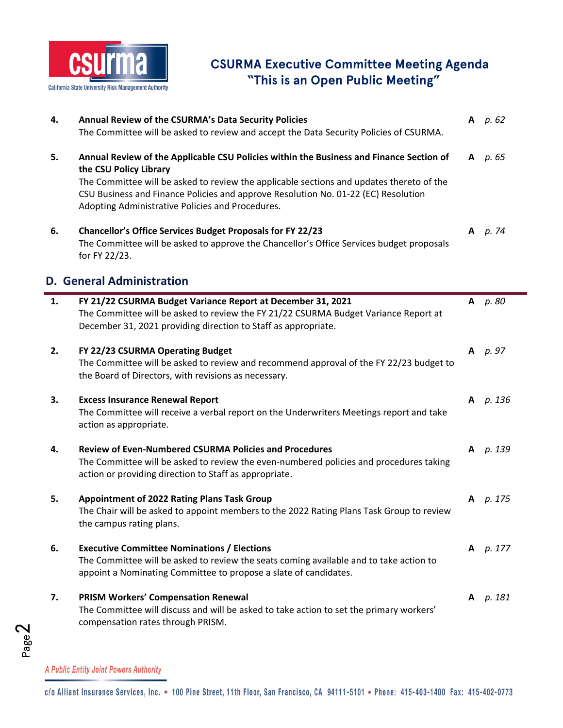4. **Annual Review of the CSURMA's Data Security Policies** — **A** — *p. 62*
   The Committee will be asked to review and accept the Data Security Policies of CSURMA.

5. **Annual Review of the Applicable CSU Policies within the Business and Finance Section of the CSU Policy Library** — **A** — *p. 65*
   The Committee will be asked to review the applicable sections and updates thereto of the CSU Business and Finance Policies and approve Resolution No. 01-22 (EC) Resolution Adopting Administrative Policies and Procedures.

6. **Chancellor's Office Services Budget Proposals for FY 22/23** — **A** — *p. 74*
   The Committee will be asked to approve the Chancellor's Office Services budget proposals for FY 22/23.

## D. General Administration

1. **FY 21/22 CSURMA Budget Variance Report at December 31, 2021** — **A** — *p. 80*
   The Committee will be asked to review the FY 21/22 CSURMA Budget Variance Report at December 31, 2021 providing direction to Staff as appropriate.

2. **FY 22/23 CSURMA Operating Budget** — **A** — *p. 97*
   The Committee will be asked to review and recommend approval of the FY 22/23 budget to the Board of Directors, with revisions as necessary.

3. **Excess Insurance Renewal Report** — **A** — *p. 136*
   The Committee will receive a verbal report on the Underwriters Meetings report and take action as appropriate.

4. **Review of Even-Numbered CSURMA Policies and Procedures** — **A** — *p. 139*
   The Committee will be asked to review the even-numbered policies and procedures taking action or providing direction to Staff as appropriate.

5. **Appointment of 2022 Rating Plans Task Group** — **A** — *p. 175*
   The Chair will be asked to appoint members to the 2022 Rating Plans Task Group to review the campus rating plans.

6. **Executive Committee Nominations / Elections** — **A** — *p. 177*
   The Committee will be asked to review the seats coming available and to take action to appoint a Nominating Committee to propose a slate of candidates.

7. **PRISM Workers' Compensation Renewal** — **A** — *p. 181*
   The Committee will discuss and will be asked to take action to set the primary workers' compensation rates through PRISM.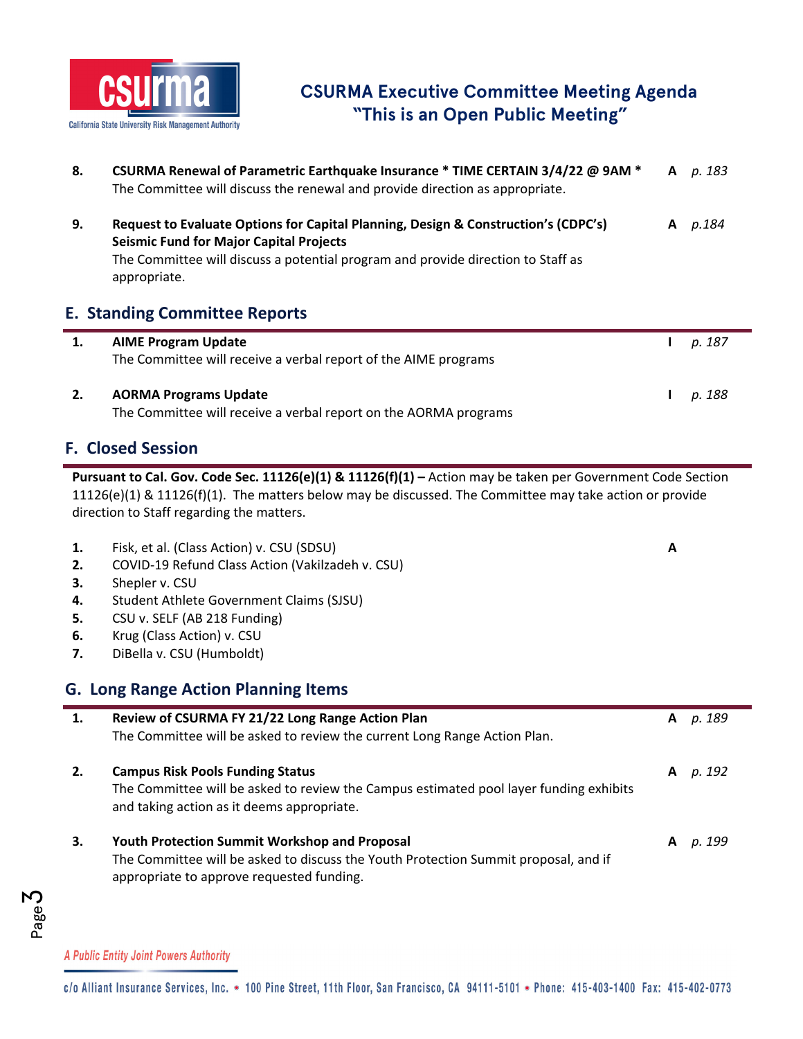# CSURMA Executive Committee Meeting Agenda
## "This is an Open Public Meeting"

| | | | |
|---|---|---|---|
| **8.** | **CSURMA Renewal of Parametric Earthquake Insurance * TIME CERTAIN 3/4/22 @ 9AM *** The Committee will discuss the renewal and provide direction as appropriate. | **A** | *p. 183* |
| **9.** | **Request to Evaluate Options for Capital Planning, Design & Construction's (CDPC's) Seismic Fund for Major Capital Projects** The Committee will discuss a potential program and provide direction to Staff as appropriate. | **A** | *p.184* |

## E. Standing Committee Reports

| | | | |
|---|---|---|---|
| **1.** | **AIME Program Update** The Committee will receive a verbal report of the AIME programs | **I** | *p. 187* |
| **2.** | **AORMA Programs Update** The Committee will receive a verbal report on the AORMA programs | **I** | *p. 188* |

## F. Closed Session

**Pursuant to Cal. Gov. Code Sec. 11126(e)(1) & 11126(f)(1) –** Action may be taken per Government Code Section 11126(e)(1) & 11126(f)(1). The matters below may be discussed. The Committee may take action or provide direction to Staff regarding the matters.

| | | |
|---|---|---|
| **1.** | Fisk, et al. (Class Action) v. CSU (SDSU) | **A** |
| **2.** | COVID-19 Refund Class Action (Vakilzadeh v. CSU) | |
| **3.** | Shepler v. CSU | |
| **4.** | Student Athlete Government Claims (SJSU) | |
| **5.** | CSU v. SELF (AB 218 Funding) | |
| **6.** | Krug (Class Action) v. CSU | |
| **7.** | DiBella v. CSU (Humboldt) | |

## G. Long Range Action Planning Items

| | | | |
|---|---|---|---|
| **1.** | **Review of CSURMA FY 21/22 Long Range Action Plan** The Committee will be asked to review the current Long Range Action Plan. | **A** | *p. 189* |
| **2.** | **Campus Risk Pools Funding Status** The Committee will be asked to review the Campus estimated pool layer funding exhibits and taking action as it deems appropriate. | **A** | *p. 192* |
| **3.** | **Youth Protection Summit Workshop and Proposal** The Committee will be asked to discuss the Youth Protection Summit proposal, and if appropriate to approve requested funding. | **A** | *p. 199* |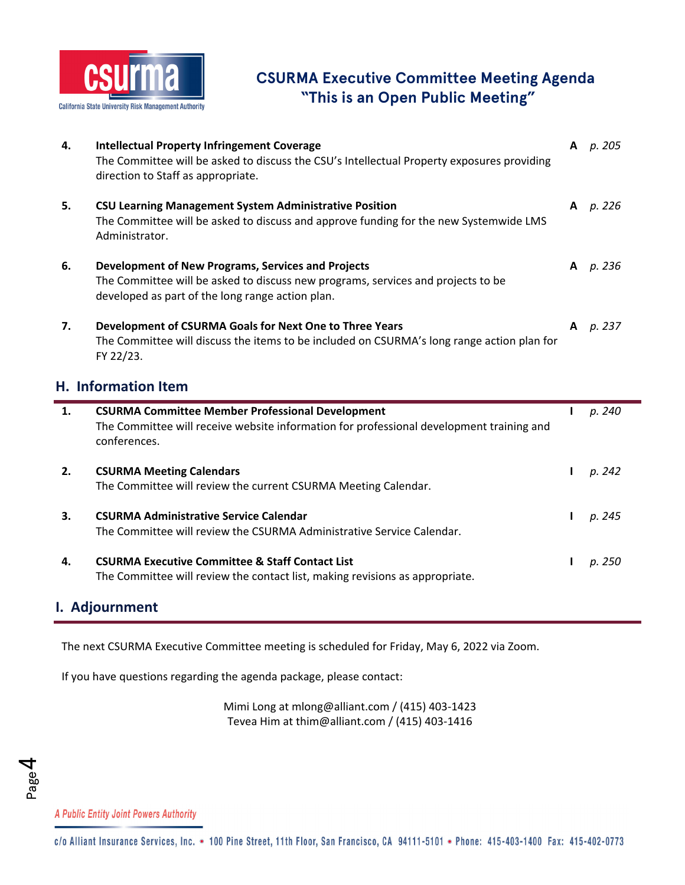# CSURMA Executive Committee Meeting Agenda
## "This is an Open Public Meeting"

| | | | |
|---|---|---|---|
| **4.** | **Intellectual Property Infringement Coverage**<br>The Committee will be asked to discuss the CSU's Intellectual Property exposures providing direction to Staff as appropriate. | **A** | *p. 205* |
| **5.** | **CSU Learning Management System Administrative Position**<br>The Committee will be asked to discuss and approve funding for the new Systemwide LMS Administrator. | **A** | *p. 226* |
| **6.** | **Development of New Programs, Services and Projects**<br>The Committee will be asked to discuss new programs, services and projects to be developed as part of the long range action plan. | **A** | *p. 236* |
| **7.** | **Development of CSURMA Goals for Next One to Three Years**<br>The Committee will discuss the items to be included on CSURMA's long range action plan for FY 22/23. | **A** | *p. 237* |

## H. Information Item

| | | | |
|---|---|---|---|
| **1.** | **CSURMA Committee Member Professional Development**<br>The Committee will receive website information for professional development training and conferences. | **I** | *p. 240* |
| **2.** | **CSURMA Meeting Calendars**<br>The Committee will review the current CSURMA Meeting Calendar. | **I** | *p. 242* |
| **3.** | **CSURMA Administrative Service Calendar**<br>The Committee will review the CSURMA Administrative Service Calendar. | **I** | *p. 245* |
| **4.** | **CSURMA Executive Committee & Staff Contact List**<br>The Committee will review the contact list, making revisions as appropriate. | **I** | *p. 250* |

## I. Adjournment

The next CSURMA Executive Committee meeting is scheduled for Friday, May 6, 2022 via Zoom.

If you have questions regarding the agenda package, please contact:

Mimi Long at mlong@alliant.com / (415) 403-1423
Tevea Him at thim@alliant.com / (415) 403-1416

*A Public Entity Joint Powers Authority*

c/o Alliant Insurance Services, Inc. • 100 Pine Street, 11th Floor, San Francisco, CA 94111-5101 • Phone: 415-403-1400 Fax: 415-402-0773